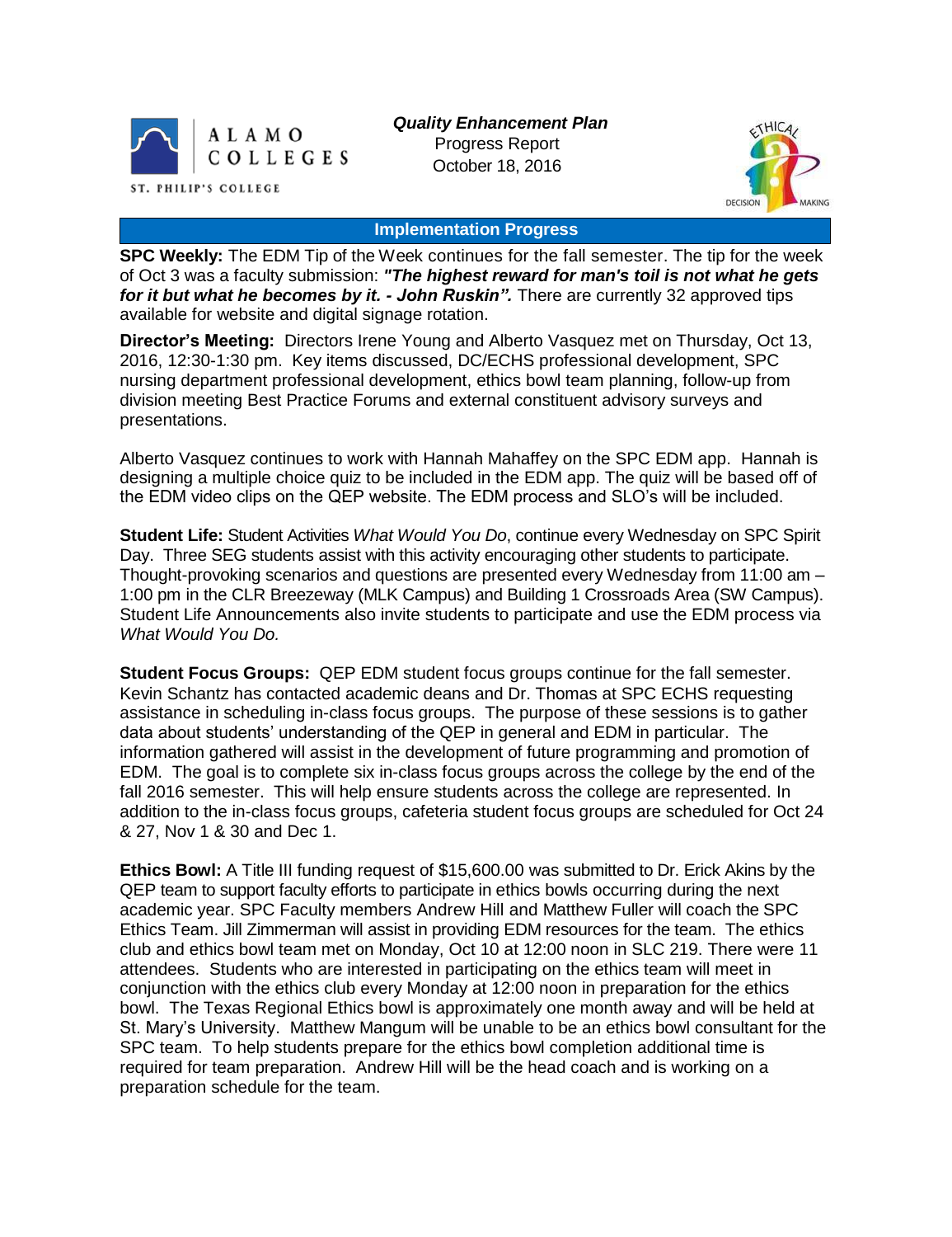ALAMO COLLEGES
ST. PHILIP'S COLLEGE

***Quality Enhancement Plan***
Progress Report
October 18, 2016

## Implementation Progress

**SPC Weekly:** The EDM Tip of the Week continues for the fall semester. The tip for the week of Oct 3 was a faculty submission: ***"The highest reward for man's toil is not what he gets for it but what he becomes by it. - John Ruskin".*** There are currently 32 approved tips available for website and digital signage rotation.

**Director's Meeting:** Directors Irene Young and Alberto Vasquez met on Thursday, Oct 13, 2016, 12:30-1:30 pm. Key items discussed, DC/ECHS professional development, SPC nursing department professional development, ethics bowl team planning, follow-up from division meeting Best Practice Forums and external constituent advisory surveys and presentations.

Alberto Vasquez continues to work with Hannah Mahaffey on the SPC EDM app. Hannah is designing a multiple choice quiz to be included in the EDM app. The quiz will be based off of the EDM video clips on the QEP website. The EDM process and SLO's will be included.

**Student Life:** Student Activities *What Would You Do*, continue every Wednesday on SPC Spirit Day. Three SEG students assist with this activity encouraging other students to participate. Thought-provoking scenarios and questions are presented every Wednesday from 11:00 am – 1:00 pm in the CLR Breezeway (MLK Campus) and Building 1 Crossroads Area (SW Campus). Student Life Announcements also invite students to participate and use the EDM process via *What Would You Do.*

**Student Focus Groups:** QEP EDM student focus groups continue for the fall semester. Kevin Schantz has contacted academic deans and Dr. Thomas at SPC ECHS requesting assistance in scheduling in-class focus groups. The purpose of these sessions is to gather data about students' understanding of the QEP in general and EDM in particular. The information gathered will assist in the development of future programming and promotion of EDM. The goal is to complete six in-class focus groups across the college by the end of the fall 2016 semester. This will help ensure students across the college are represented. In addition to the in-class focus groups, cafeteria student focus groups are scheduled for Oct 24 & 27, Nov 1 & 30 and Dec 1.

**Ethics Bowl:** A Title III funding request of $15,600.00 was submitted to Dr. Erick Akins by the QEP team to support faculty efforts to participate in ethics bowls occurring during the next academic year. SPC Faculty members Andrew Hill and Matthew Fuller will coach the SPC Ethics Team. Jill Zimmerman will assist in providing EDM resources for the team. The ethics club and ethics bowl team met on Monday, Oct 10 at 12:00 noon in SLC 219. There were 11 attendees. Students who are interested in participating on the ethics team will meet in conjunction with the ethics club every Monday at 12:00 noon in preparation for the ethics bowl. The Texas Regional Ethics bowl is approximately one month away and will be held at St. Mary's University. Matthew Mangum will be unable to be an ethics bowl consultant for the SPC team. To help students prepare for the ethics bowl completion additional time is required for team preparation. Andrew Hill will be the head coach and is working on a preparation schedule for the team.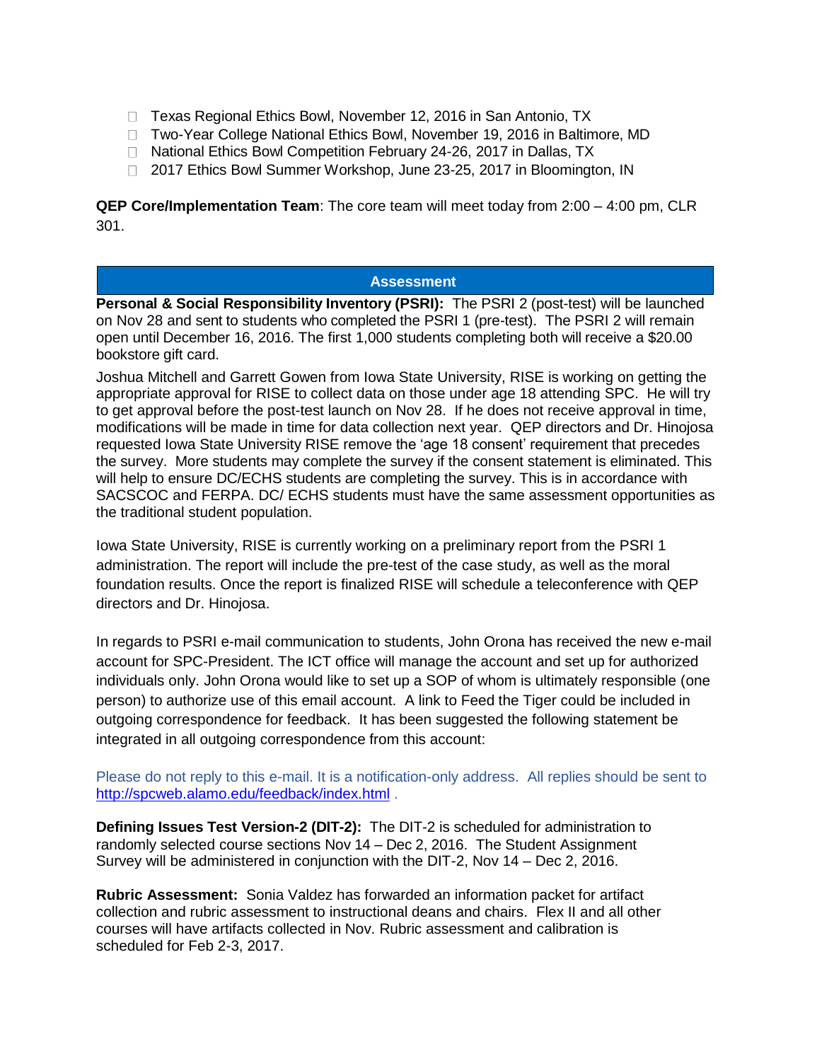- Texas Regional Ethics Bowl, November 12, 2016 in San Antonio, TX
- Two-Year College National Ethics Bowl, November 19, 2016 in Baltimore, MD
- National Ethics Bowl Competition February 24-26, 2017 in Dallas, TX
- 2017 Ethics Bowl Summer Workshop, June 23-25, 2017 in Bloomington, IN

**QEP Core/Implementation Team**: The core team will meet today from 2:00 – 4:00 pm, CLR 301.

## Assessment

**Personal & Social Responsibility Inventory (PSRI):** The PSRI 2 (post-test) will be launched on Nov 28 and sent to students who completed the PSRI 1 (pre-test). The PSRI 2 will remain open until December 16, 2016. The first 1,000 students completing both will receive a $20.00 bookstore gift card.

Joshua Mitchell and Garrett Gowen from Iowa State University, RISE is working on getting the appropriate approval for RISE to collect data on those under age 18 attending SPC. He will try to get approval before the post-test launch on Nov 28. If he does not receive approval in time, modifications will be made in time for data collection next year. QEP directors and Dr. Hinojosa requested Iowa State University RISE remove the 'age 18 consent' requirement that precedes the survey. More students may complete the survey if the consent statement is eliminated. This will help to ensure DC/ECHS students are completing the survey. This is in accordance with SACSCOC and FERPA. DC/ ECHS students must have the same assessment opportunities as the traditional student population.

Iowa State University, RISE is currently working on a preliminary report from the PSRI 1 administration. The report will include the pre-test of the case study, as well as the moral foundation results. Once the report is finalized RISE will schedule a teleconference with QEP directors and Dr. Hinojosa.

In regards to PSRI e-mail communication to students, John Orona has received the new e-mail account for SPC-President. The ICT office will manage the account and set up for authorized individuals only. John Orona would like to set up a SOP of whom is ultimately responsible (one person) to authorize use of this email account. A link to Feed the Tiger could be included in outgoing correspondence for feedback. It has been suggested the following statement be integrated in all outgoing correspondence from this account:

Please do not reply to this e-mail. It is a notification-only address. All replies should be sent to http://spcweb.alamo.edu/feedback/index.html .

**Defining Issues Test Version-2 (DIT-2):** The DIT-2 is scheduled for administration to randomly selected course sections Nov 14 – Dec 2, 2016. The Student Assignment Survey will be administered in conjunction with the DIT-2, Nov 14 – Dec 2, 2016.

**Rubric Assessment:** Sonia Valdez has forwarded an information packet for artifact collection and rubric assessment to instructional deans and chairs. Flex II and all other courses will have artifacts collected in Nov. Rubric assessment and calibration is scheduled for Feb 2-3, 2017.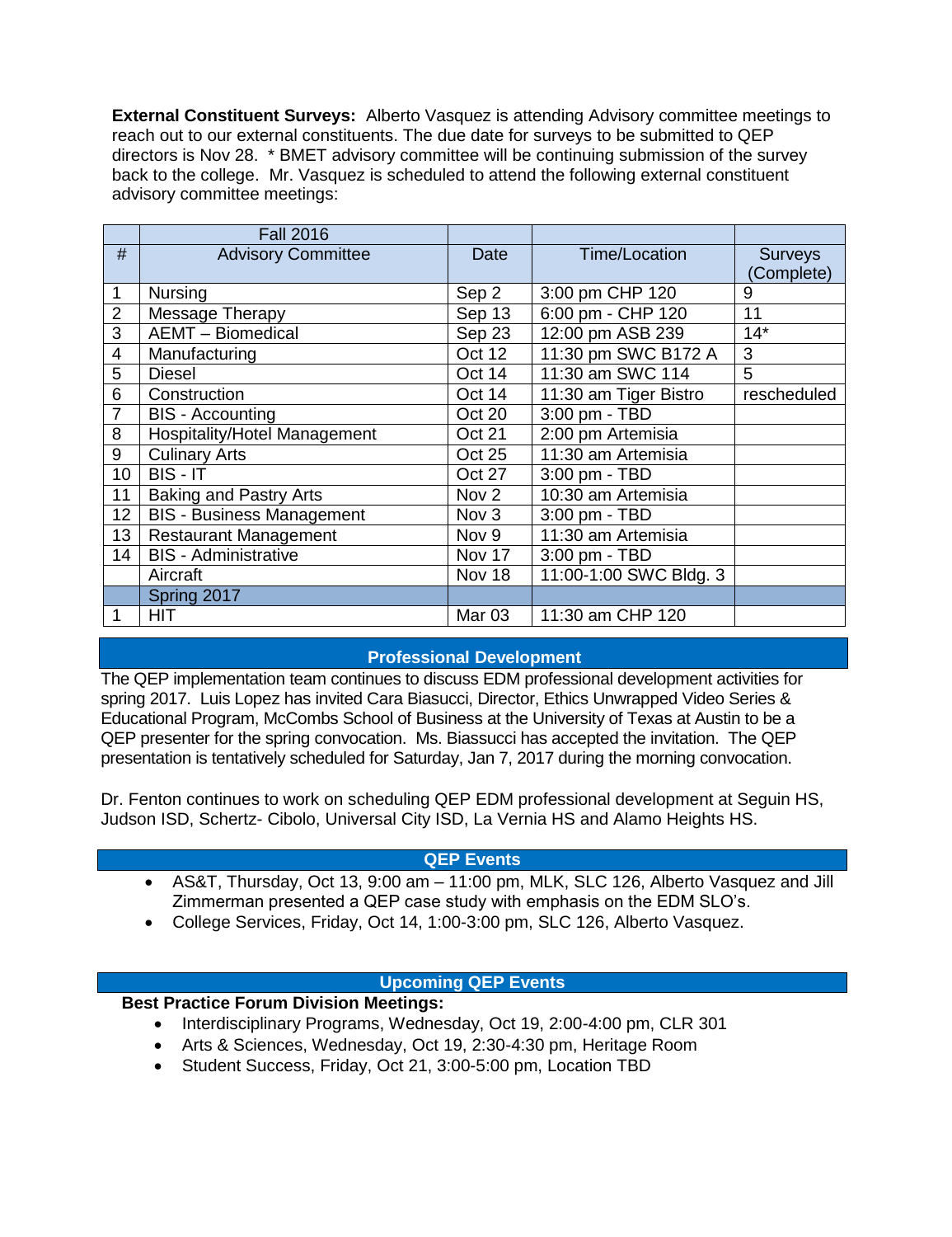**External Constituent Surveys:** Alberto Vasquez is attending Advisory committee meetings to reach out to our external constituents. The due date for surveys to be submitted to QEP directors is Nov 28. * BMET advisory committee will be continuing submission of the survey back to the college. Mr. Vasquez is scheduled to attend the following external constituent advisory committee meetings:

| | Fall 2016 | | | |
|---|---|---|---|---|
| # | Advisory Committee | Date | Time/Location | Surveys (Complete) |
| 1 | Nursing | Sep 2 | 3:00 pm CHP 120 | 9 |
| 2 | Message Therapy | Sep 13 | 6:00 pm - CHP 120 | 11 |
| 3 | AEMT – Biomedical | Sep 23 | 12:00 pm ASB 239 | 14* |
| 4 | Manufacturing | Oct 12 | 11:30 pm SWC B172 A | 3 |
| 5 | Diesel | Oct 14 | 11:30 am SWC 114 | 5 |
| 6 | Construction | Oct 14 | 11:30 am Tiger Bistro | rescheduled |
| 7 | BIS - Accounting | Oct 20 | 3:00 pm - TBD | |
| 8 | Hospitality/Hotel Management | Oct 21 | 2:00 pm Artemisia | |
| 9 | Culinary Arts | Oct 25 | 11:30 am Artemisia | |
| 10 | BIS - IT | Oct 27 | 3:00 pm - TBD | |
| 11 | Baking and Pastry Arts | Nov 2 | 10:30 am Artemisia | |
| 12 | BIS - Business Management | Nov 3 | 3:00 pm - TBD | |
| 13 | Restaurant Management | Nov 9 | 11:30 am Artemisia | |
| 14 | BIS - Administrative | Nov 17 | 3:00 pm - TBD | |
| | Aircraft | Nov 18 | 11:00-1:00 SWC Bldg. 3 | |
| | Spring 2017 | | | |
| 1 | HIT | Mar 03 | 11:30 am CHP 120 | |

## Professional Development

The QEP implementation team continues to discuss EDM professional development activities for spring 2017. Luis Lopez has invited Cara Biasucci, Director, Ethics Unwrapped Video Series & Educational Program, McCombs School of Business at the University of Texas at Austin to be a QEP presenter for the spring convocation. Ms. Biassucci has accepted the invitation. The QEP presentation is tentatively scheduled for Saturday, Jan 7, 2017 during the morning convocation.

Dr. Fenton continues to work on scheduling QEP EDM professional development at Seguin HS, Judson ISD, Schertz- Cibolo, Universal City ISD, La Vernia HS and Alamo Heights HS.

## QEP Events

- AS&T, Thursday, Oct 13, 9:00 am – 11:00 pm, MLK, SLC 126, Alberto Vasquez and Jill Zimmerman presented a QEP case study with emphasis on the EDM SLO's.
- College Services, Friday, Oct 14, 1:00-3:00 pm, SLC 126, Alberto Vasquez.

## Upcoming QEP Events

**Best Practice Forum Division Meetings:**

- Interdisciplinary Programs, Wednesday, Oct 19, 2:00-4:00 pm, CLR 301
- Arts & Sciences, Wednesday, Oct 19, 2:30-4:30 pm, Heritage Room
- Student Success, Friday, Oct 21, 3:00-5:00 pm, Location TBD